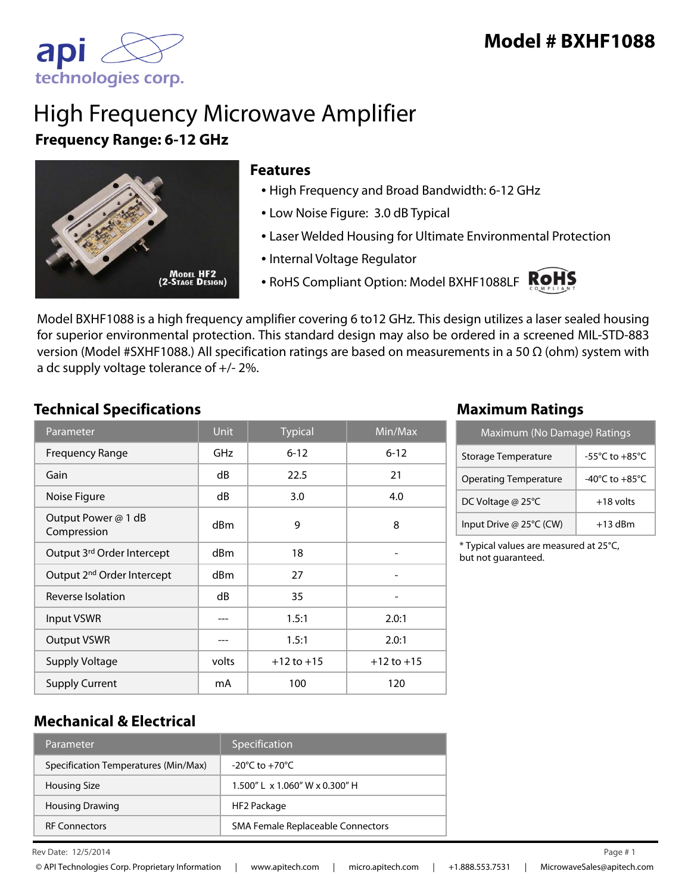# Model # BXHF1088

# High Frequency Microwave Amplifier

**Frequency Range: 6-12 GHz**

Model HF2 (2-Stage Design)

## Features

- High Frequency and Broad Bandwidth: 6-12 GHz
- Low Noise Figure: 3.0 dB Typical
- Laser Welded Housing for Ultimate Environmental Protection
- Internal Voltage Regulator
- RoHS Compliant Option: Model BXHF1088LF

Model BXHF1088 is a high frequency amplifier covering 6 to12 GHz. This design utilizes a laser sealed housing for superior environmental protection. This standard design may also be ordered in a screened MIL-STD-883 version (Model #SXHF1088.) All specification ratings are based on measurements in a 50 Ω (ohm) system with a dc supply voltage tolerance of +/- 2%.

## Technical Specifications

| Parameter | Unit | Typical | Min/Max |
|---|---|---|---|
| Frequency Range | GHz | 6-12 | 6-12 |
| Gain | dB | 22.5 | 21 |
| Noise Figure | dB | 3.0 | 4.0 |
| Output Power @ 1 dB Compression | dBm | 9 | 8 |
| Output 3rd Order Intercept | dBm | 18 | - |
| Output 2nd Order Intercept | dBm | 27 | - |
| Reverse Isolation | dB | 35 | - |
| Input VSWR | --- | 1.5:1 | 2.0:1 |
| Output VSWR | --- | 1.5:1 | 2.0:1 |
| Supply Voltage | volts | +12 to +15 | +12 to +15 |
| Supply Current | mA | 100 | 120 |

## Maximum Ratings

| Maximum (No Damage) Ratings | |
|---|---|
| Storage Temperature | -55°C to +85°C |
| Operating Temperature | -40°C to +85°C |
| DC Voltage @ 25°C | +18 volts |
| Input Drive @ 25°C (CW) | +13 dBm |

* Typical values are measured at 25°C, but not guaranteed.

## Mechanical & Electrical

| Parameter | Specification |
|---|---|
| Specification Temperatures (Min/Max) | -20°C to +70°C |
| Housing Size | 1.500" L x 1.060" W x 0.300" H |
| Housing Drawing | HF2 Package |
| RF Connectors | SMA Female Replaceable Connectors |

Rev Date: 12/5/2014

© API Technologies Corp. Proprietary Information | www.apitech.com | micro.apitech.com | +1.888.553.7531 | MicrowaveSales@apitech.com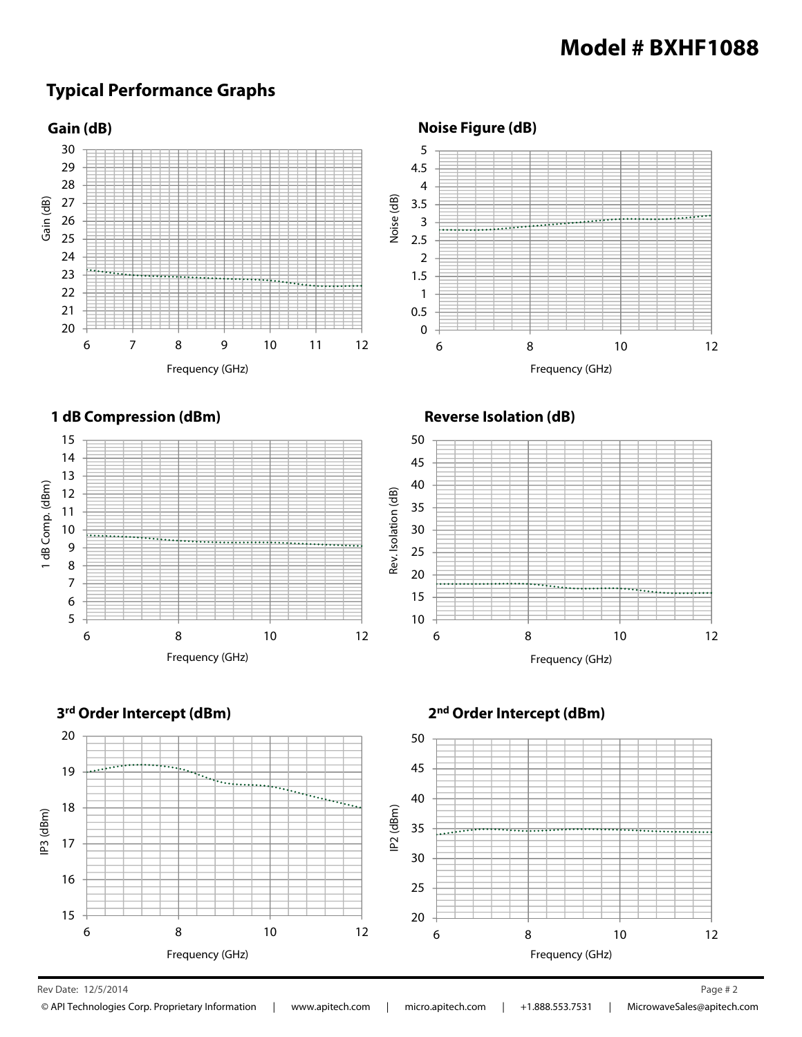# Model # BXHF1088

## Typical Performance Graphs

### Gain (dB)

Gain (dB)

Frequency (GHz)

### Noise Figure (dB)

Noise (dB)

Frequency (GHz)

### 1 dB Compression (dBm)

1 dB Comp. (dBm)

Frequency (GHz)

### Reverse Isolation (dB)

Rev. Isolation (dB)

Frequency (GHz)

### 3rd Order Intercept (dBm)

IP3 (dBm)

Frequency (GHz)

### 2nd Order Intercept (dBm)

IP2 (dBm)

Frequency (GHz)

Rev Date: 12/5/2014

© API Technologies Corp. Proprietary Information | www.apitech.com | micro.apitech.com | +1.888.553.7531 | MicrowaveSales@apitech.com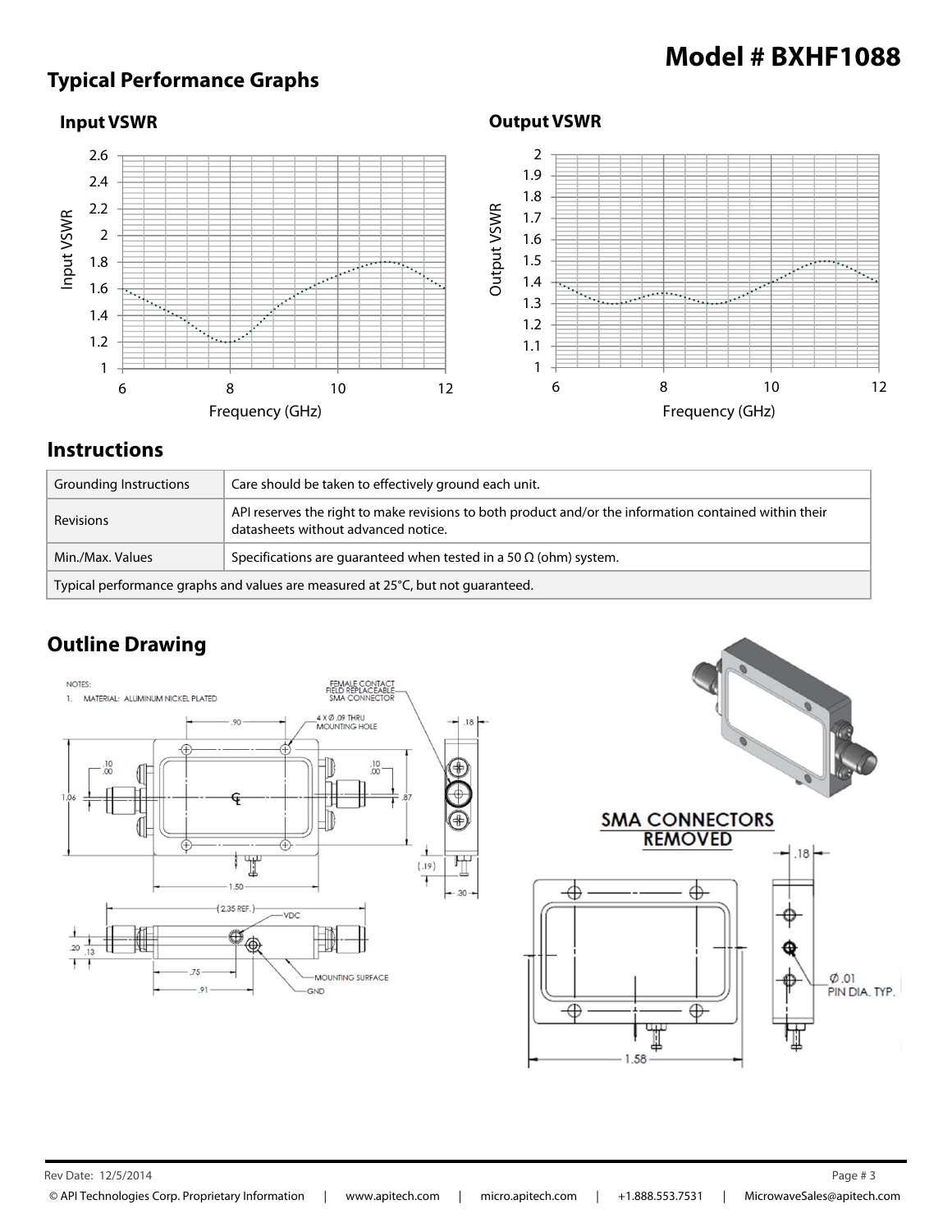# Model # BXHF1088

## Typical Performance Graphs

### Input VSWR

Input VSWR

2.6
2.4
2.2
2
1.8
1.6
1.4
1.2
1

6
8
10
12

Frequency (GHz)

### Output VSWR

Output VSWR

2
1.9
1.8
1.7
1.6
1.5
1.4
1.3
1.2
1.1
1

6
8
10
12

Frequency (GHz)

## Instructions

| | |
|---|---|
| Grounding Instructions | Care should be taken to effectively ground each unit. |
| Revisions | API reserves the right to make revisions to both product and/or the information contained within their datasheets without advanced notice. |
| Min./Max. Values | Specifications are guaranteed when tested in a 50 Ω (ohm) system. |
| Typical performance graphs and values are measured at 25°C, but not guaranteed. | |

## Outline Drawing

NOTES:
1. MATERIAL: ALUMINUM NICKEL PLATED

FEMALE CONTACT FIELD REPLACEABLE SMA CONNECTOR

4 X Ø .09 THRU MOUNTING HOLE

.90
.18
.10 .00
.10 .00
1.06
.87
(.19)
.30
1.50
(2.35 REF.)
VDC
.20
.13
.75
.91
MOUNTING SURFACE
GND

SMA CONNECTORS REMOVED

.18
Ø .01 PIN DIA. TYP.
1.58

Rev Date: 12/5/2014